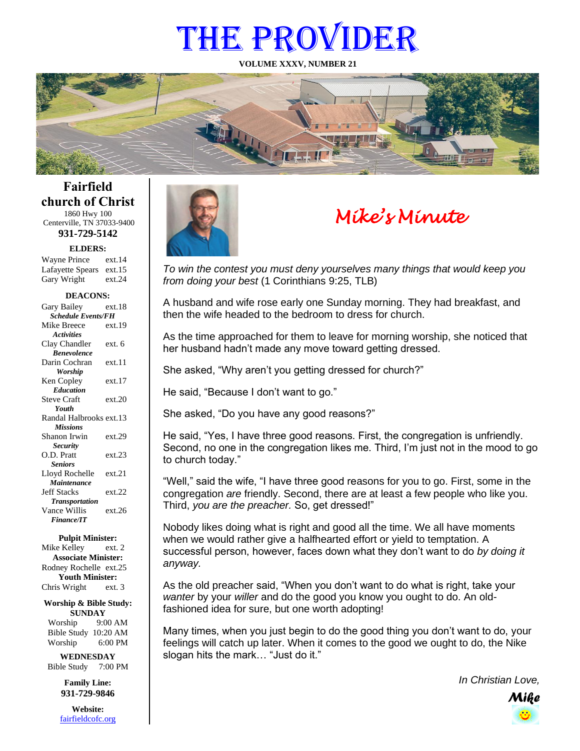# THE PROVIDER

**VOLUME XXXV, NUMBER 21**

## Fairfield church of Christ

1860 Hwy 100
Centerville, TN 37033-9400
**931-729-5142**

**ELDERS:**

Wayne Prince ext.14
Lafayette Spears ext.15
Gary Wright ext.24

**DEACONS:**

Gary Bailey ext.18
*Schedule Events/FH*
Mike Breece ext.19
*Activities*
Clay Chandler ext. 6
*Benevolence*
Darin Cochran ext.11
*Worship*
Ken Copley ext.17
*Education*
Steve Craft ext.20
*Youth*
Randal Halbrooks ext.13
*Missions*
Shanon Irwin ext.29
*Security*
O.D. Pratt ext.23
*Seniors*
Lloyd Rochelle ext.21
*Maintenance*
Jeff Stacks ext.22
*Transportation*
Vance Willis ext.26
*Finance/IT*

**Pulpit Minister:**
Mike Kelley ext. 2
**Associate Minister:**
Rodney Rochelle ext.25
**Youth Minister:**
Chris Wright ext. 3

**Worship & Bible Study:**
**SUNDAY**
Worship 9:00 AM
Bible Study 10:20 AM
Worship 6:00 PM

**WEDNESDAY**
Bible Study 7:00 PM

**Family Line:**
**931-729-9846**

**Website:**
fairfieldcofc.org

## *Mike's Minute*

*To win the contest you must deny yourselves many things that would keep you from doing your best* (1 Corinthians 9:25, TLB)

A husband and wife rose early one Sunday morning. They had breakfast, and then the wife headed to the bedroom to dress for church.

As the time approached for them to leave for morning worship, she noticed that her husband hadn't made any move toward getting dressed.

She asked, "Why aren't you getting dressed for church?"

He said, "Because I don't want to go."

She asked, "Do you have any good reasons?"

He said, "Yes, I have three good reasons. First, the congregation is unfriendly. Second, no one in the congregation likes me. Third, I'm just not in the mood to go to church today."

"Well," said the wife, "I have three good reasons for you to go. First, some in the congregation *are* friendly. Second, there are at least a few people who like you. Third, *you are the preacher.* So, get dressed!"

Nobody likes doing what is right and good all the time. We all have moments when we would rather give a halfhearted effort or yield to temptation. A successful person, however, faces down what they don't want to do *by doing it anyway.*

As the old preacher said, "When you don't want to do what is right, take your *wanter* by your *willer* and do the good you know you ought to do. An old-fashioned idea for sure, but one worth adopting!

Many times, when you just begin to do the good thing you don't want to do, your feelings will catch up later. When it comes to the good we ought to do, the Nike slogan hits the mark… "Just do it."

*In Christian Love,*

***Mike***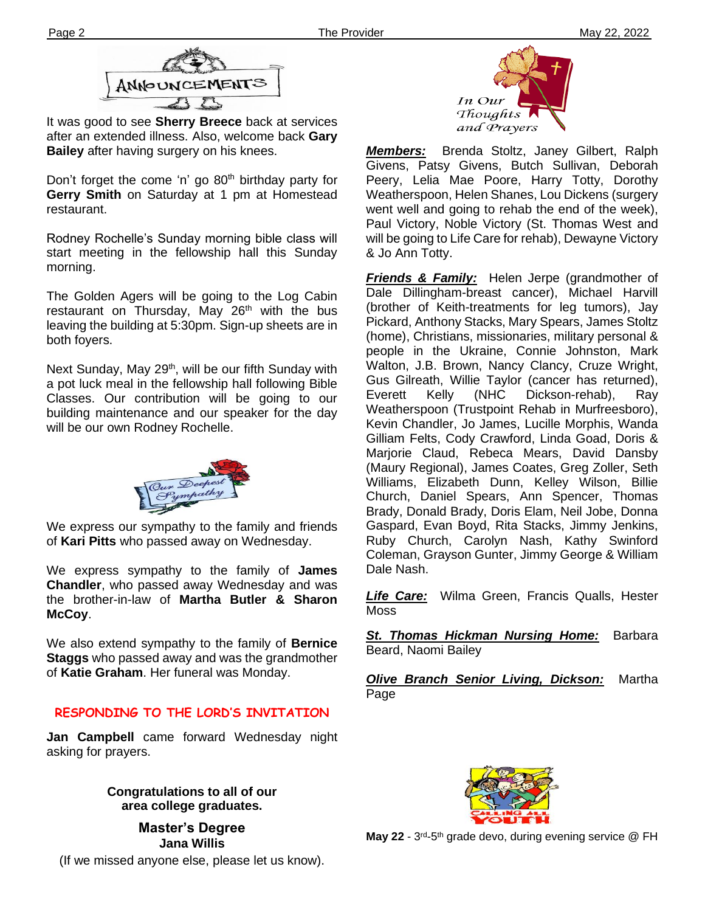## ANNOUNCEMENTS

It was good to see **Sherry Breece** back at services after an extended illness. Also, welcome back **Gary Bailey** after having surgery on his knees.

Don't forget the come 'n' go 80th birthday party for **Gerry Smith** on Saturday at 1 pm at Homestead restaurant.

Rodney Rochelle's Sunday morning bible class will start meeting in the fellowship hall this Sunday morning.

The Golden Agers will be going to the Log Cabin restaurant on Thursday, May 26th with the bus leaving the building at 5:30pm. Sign-up sheets are in both foyers.

Next Sunday, May 29th, will be our fifth Sunday with a pot luck meal in the fellowship hall following Bible Classes. Our contribution will be going to our building maintenance and our speaker for the day will be our own Rodney Rochelle.

## Our Deepest Sympathy

We express our sympathy to the family and friends of **Kari Pitts** who passed away on Wednesday.

We express sympathy to the family of **James Chandler**, who passed away Wednesday and was the brother-in-law of **Martha Butler & Sharon McCoy**.

We also extend sympathy to the family of **Bernice Staggs** who passed away and was the grandmother of **Katie Graham**. Her funeral was Monday.

## RESPONDING TO THE LORD'S INVITATION

**Jan Campbell** came forward Wednesday night asking for prayers.

**Congratulations to all of our area college graduates.**

**Master's Degree**
**Jana Willis**

(If we missed anyone else, please let us know).

## In Our Thoughts and Prayers

***Members:*** Brenda Stoltz, Janey Gilbert, Ralph Givens, Patsy Givens, Butch Sullivan, Deborah Peery, Lelia Mae Poore, Harry Totty, Dorothy Weatherspoon, Helen Shanes, Lou Dickens (surgery went well and going to rehab the end of the week), Paul Victory, Noble Victory (St. Thomas West and will be going to Life Care for rehab), Dewayne Victory & Jo Ann Totty.

***Friends & Family:*** Helen Jerpe (grandmother of Dale Dillingham-breast cancer), Michael Harvill (brother of Keith-treatments for leg tumors), Jay Pickard, Anthony Stacks, Mary Spears, James Stoltz (home), Christians, missionaries, military personal & people in the Ukraine, Connie Johnston, Mark Walton, J.B. Brown, Nancy Clancy, Cruze Wright, Gus Gilreath, Willie Taylor (cancer has returned), Everett Kelly (NHC Dickson-rehab), Ray Weatherspoon (Trustpoint Rehab in Murfreesboro), Kevin Chandler, Jo James, Lucille Morphis, Wanda Gilliam Felts, Cody Crawford, Linda Goad, Doris & Marjorie Claud, Rebeca Mears, David Dansby (Maury Regional), James Coates, Greg Zoller, Seth Williams, Elizabeth Dunn, Kelley Wilson, Billie Church, Daniel Spears, Ann Spencer, Thomas Brady, Donald Brady, Doris Elam, Neil Jobe, Donna Gaspard, Evan Boyd, Rita Stacks, Jimmy Jenkins, Ruby Church, Carolyn Nash, Kathy Swinford Coleman, Grayson Gunter, Jimmy George & William Dale Nash.

***Life Care:*** Wilma Green, Francis Qualls, Hester Moss

***St. Thomas Hickman Nursing Home:*** Barbara Beard, Naomi Bailey

***Olive Branch Senior Living, Dickson:*** Martha Page

## CALLING ALL YOUTH

**May 22** - 3rd-5th grade devo, during evening service @ FH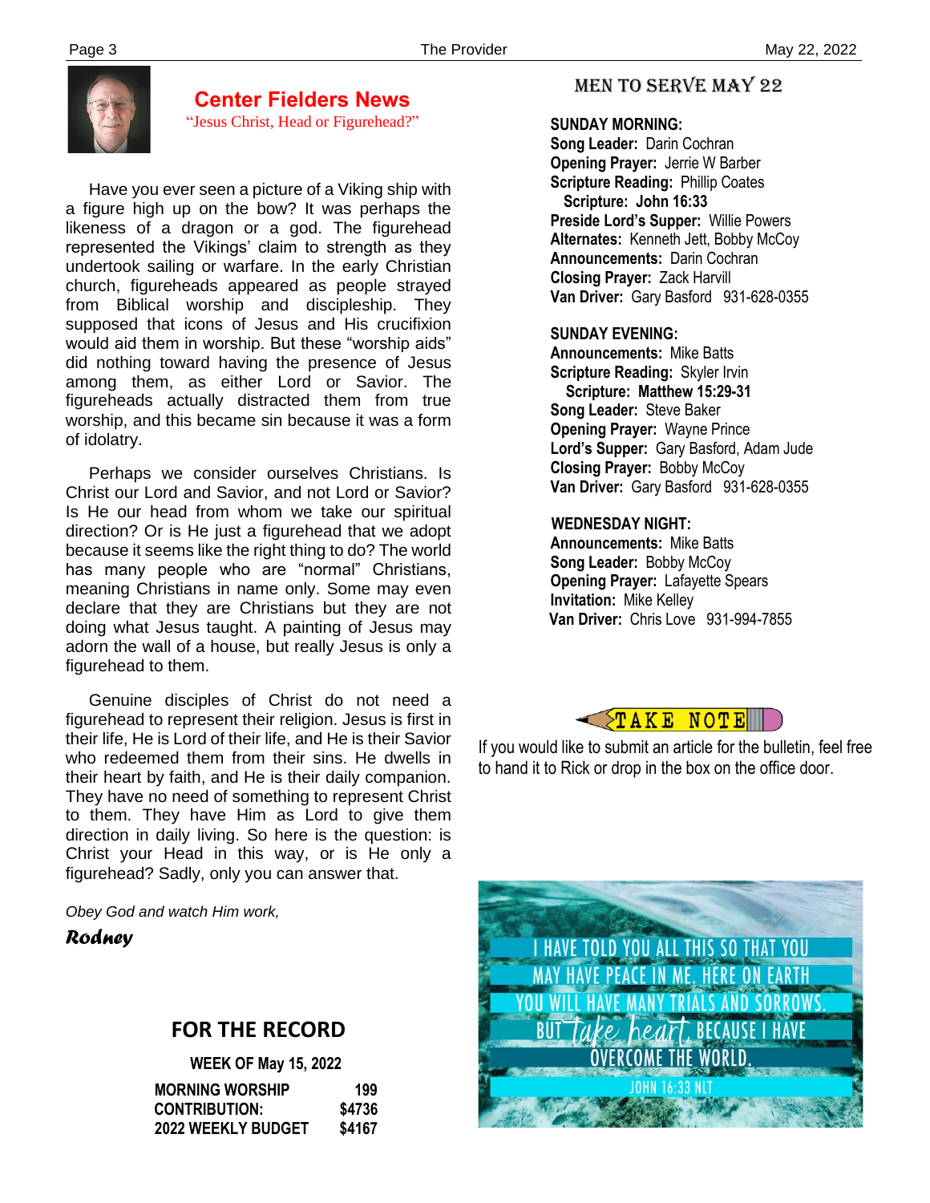## Center Fielders News

"Jesus Christ, Head or Figurehead?"

Have you ever seen a picture of a Viking ship with a figure high up on the bow? It was perhaps the likeness of a dragon or a god. The figurehead represented the Vikings' claim to strength as they undertook sailing or warfare. In the early Christian church, figureheads appeared as people strayed from Biblical worship and discipleship. They supposed that icons of Jesus and His crucifixion would aid them in worship. But these "worship aids" did nothing toward having the presence of Jesus among them, as either Lord or Savior. The figureheads actually distracted them from true worship, and this became sin because it was a form of idolatry.

Perhaps we consider ourselves Christians. Is Christ our Lord and Savior, and not Lord or Savior? Is He our head from whom we take our spiritual direction? Or is He just a figurehead that we adopt because it seems like the right thing to do? The world has many people who are "normal" Christians, meaning Christians in name only. Some may even declare that they are Christians but they are not doing what Jesus taught. A painting of Jesus may adorn the wall of a house, but really Jesus is only a figurehead to them.

Genuine disciples of Christ do not need a figurehead to represent their religion. Jesus is first in their life, He is Lord of their life, and He is their Savior who redeemed them from their sins. He dwells in their heart by faith, and He is their daily companion. They have no need of something to represent Christ to them. They have Him as Lord to give them direction in daily living. So here is the question: is Christ your Head in this way, or is He only a figurehead? Sadly, only you can answer that.

*Obey God and watch Him work,*

***Rodney***

## FOR THE RECORD

**WEEK OF May 15, 2022**

| | |
|---|---|
| **MORNING WORSHIP** | **199** |
| **CONTRIBUTION:** | **$4736** |
| **2022 WEEKLY BUDGET** | **$4167** |

## MEN TO SERVE MAY 22

**SUNDAY MORNING:**
**Song Leader:** Darin Cochran
**Opening Prayer:** Jerrie W Barber
**Scripture Reading:** Phillip Coates
**Scripture: John 16:33**
**Preside Lord's Supper:** Willie Powers
**Alternates:** Kenneth Jett, Bobby McCoy
**Announcements:** Darin Cochran
**Closing Prayer:** Zack Harvill
**Van Driver:** Gary Basford 931-628-0355

**SUNDAY EVENING:**
**Announcements:** Mike Batts
**Scripture Reading:** Skyler Irvin
**Scripture: Matthew 15:29-31**
**Song Leader:** Steve Baker
**Opening Prayer:** Wayne Prince
**Lord's Supper:** Gary Basford, Adam Jude
**Closing Prayer:** Bobby McCoy
**Van Driver:** Gary Basford 931-628-0355

**WEDNESDAY NIGHT:**
**Announcements:** Mike Batts
**Song Leader:** Bobby McCoy
**Opening Prayer:** Lafayette Spears
**Invitation:** Mike Kelley
**Van Driver:** Chris Love 931-994-7855

**TAKE NOTE**

If you would like to submit an article for the bulletin, feel free to hand it to Rick or drop in the box on the office door.

I HAVE TOLD YOU ALL THIS SO THAT YOU MAY HAVE PEACE IN ME. HERE ON EARTH YOU WILL HAVE MANY TRIALS AND SORROWS. BUT *take heart*, BECAUSE I HAVE OVERCOME THE WORLD.

JOHN 16:33 NLT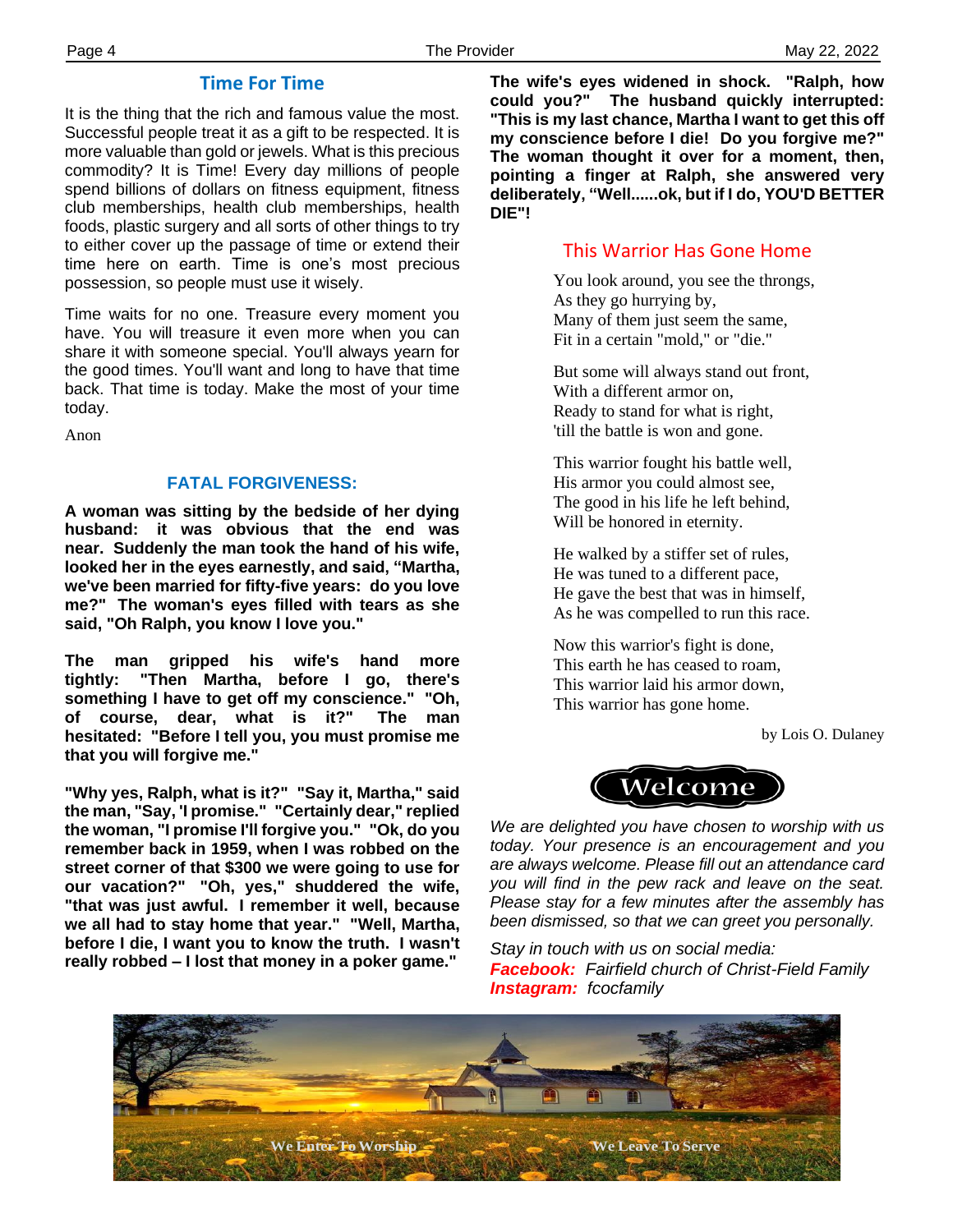## Time For Time

It is the thing that the rich and famous value the most. Successful people treat it as a gift to be respected. It is more valuable than gold or jewels. What is this precious commodity? It is Time! Every day millions of people spend billions of dollars on fitness equipment, fitness club memberships, health club memberships, health foods, plastic surgery and all sorts of other things to try to either cover up the passage of time or extend their time here on earth. Time is one's most precious possession, so people must use it wisely.

Time waits for no one. Treasure every moment you have. You will treasure it even more when you can share it with someone special. You'll always yearn for the good times. You'll want and long to have that time back. That time is today. Make the most of your time today.

Anon

## FATAL FORGIVENESS:

**A woman was sitting by the bedside of her dying husband: it was obvious that the end was near. Suddenly the man took the hand of his wife, looked her in the eyes earnestly, and said, "Martha, we've been married for fifty-five years: do you love me?" The woman's eyes filled with tears as she said, "Oh Ralph, you know I love you."**

**The man gripped his wife's hand more tightly: "Then Martha, before I go, there's something I have to get off my conscience." "Oh, of course, dear, what is it?" The man hesitated: "Before I tell you, you must promise me that you will forgive me."**

**"Why yes, Ralph, what is it?" "Say it, Martha," said the man, "Say, 'I promise." "Certainly dear," replied the woman, "I promise I'll forgive you." "Ok, do you remember back in 1959, when I was robbed on the street corner of that $300 we were going to use for our vacation?" "Oh, yes," shuddered the wife, "that was just awful. I remember it well, because we all had to stay home that year." "Well, Martha, before I die, I want you to know the truth. I wasn't really robbed – I lost that money in a poker game."**

**The wife's eyes widened in shock. "Ralph, how could you?" The husband quickly interrupted: "This is my last chance, Martha I want to get this off my conscience before I die! Do you forgive me?" The woman thought it over for a moment, then, pointing a finger at Ralph, she answered very deliberately, "Well......ok, but if I do, YOU'D BETTER DIE"!**

## This Warrior Has Gone Home

You look around, you see the throngs,
As they go hurrying by,
Many of them just seem the same,
Fit in a certain "mold," or "die."

But some will always stand out front,
With a different armor on,
Ready to stand for what is right,
'till the battle is won and gone.

This warrior fought his battle well,
His armor you could almost see,
The good in his life he left behind,
Will be honored in eternity.

He walked by a stiffer set of rules,
He was tuned to a different pace,
He gave the best that was in himself,
As he was compelled to run this race.

Now this warrior's fight is done,
This earth he has ceased to roam,
This warrior laid his armor down,
This warrior has gone home.

by Lois O. Dulaney

## Welcome

*We are delighted you have chosen to worship with us today. Your presence is an encouragement and you are always welcome. Please fill out an attendance card you will find in the pew rack and leave on the seat. Please stay for a few minutes after the assembly has been dismissed, so that we can greet you personally.*

*Stay in touch with us on social media:*
***Facebook:*** *Fairfield church of Christ-Field Family*
***Instagram:*** *fcocfamily*

We Enter To Worship

We Leave To Serve